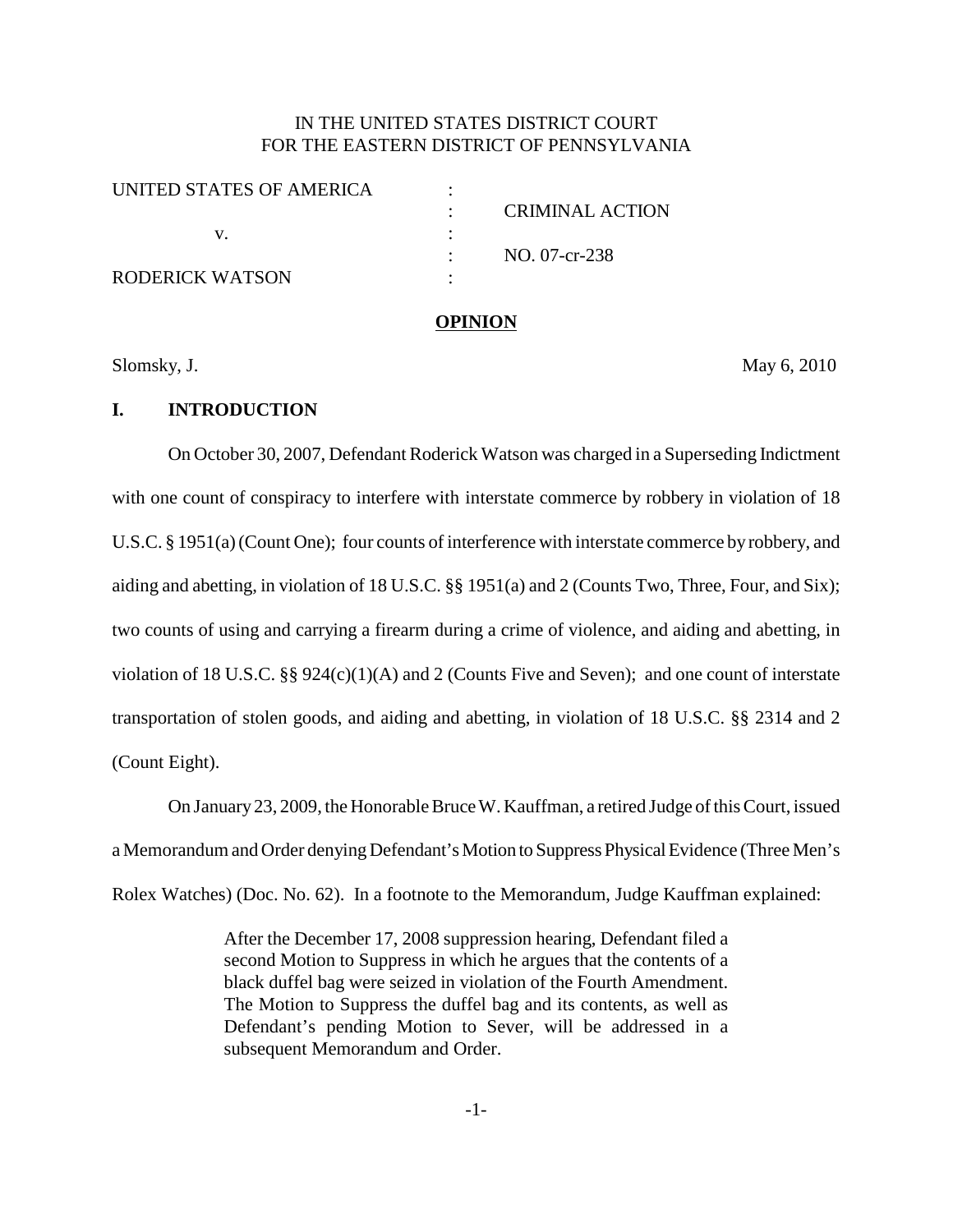IN THE UNITED STATES DISTRICT COURT
FOR THE EASTERN DISTRICT OF PENNSYLVANIA

| | | |
|---|---|---|
| UNITED STATES OF AMERICA | : | |
| | : | CRIMINAL ACTION |
| v. | : | |
| | : | NO. 07-cr-238 |
| RODERICK WATSON | : | |

**OPINION**

Slomsky, J. May 6, 2010

## I. INTRODUCTION

On October 30, 2007, Defendant Roderick Watson was charged in a Superseding Indictment with one count of conspiracy to interfere with interstate commerce by robbery in violation of 18 U.S.C. § 1951(a) (Count One); four counts of interference with interstate commerce by robbery, and aiding and abetting, in violation of 18 U.S.C. §§ 1951(a) and 2 (Counts Two, Three, Four, and Six); two counts of using and carrying a firearm during a crime of violence, and aiding and abetting, in violation of 18 U.S.C. §§ 924(c)(1)(A) and 2 (Counts Five and Seven); and one count of interstate transportation of stolen goods, and aiding and abetting, in violation of 18 U.S.C. §§ 2314 and 2 (Count Eight).

On January 23, 2009, the Honorable Bruce W. Kauffman, a retired Judge of this Court, issued a Memorandum and Order denying Defendant's Motion to Suppress Physical Evidence (Three Men's Rolex Watches) (Doc. No. 62). In a footnote to the Memorandum, Judge Kauffman explained:

> After the December 17, 2008 suppression hearing, Defendant filed a second Motion to Suppress in which he argues that the contents of a black duffel bag were seized in violation of the Fourth Amendment. The Motion to Suppress the duffel bag and its contents, as well as Defendant's pending Motion to Sever, will be addressed in a subsequent Memorandum and Order.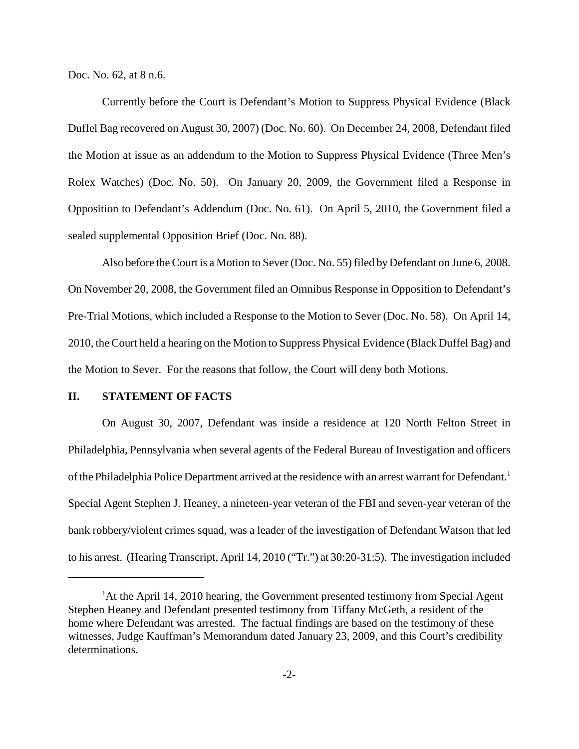Doc. No. 62, at 8 n.6.

Currently before the Court is Defendant's Motion to Suppress Physical Evidence (Black Duffel Bag recovered on August 30, 2007) (Doc. No. 60). On December 24, 2008, Defendant filed the Motion at issue as an addendum to the Motion to Suppress Physical Evidence (Three Men's Rolex Watches) (Doc. No. 50). On January 20, 2009, the Government filed a Response in Opposition to Defendant's Addendum (Doc. No. 61). On April 5, 2010, the Government filed a sealed supplemental Opposition Brief (Doc. No. 88).

Also before the Court is a Motion to Sever (Doc. No. 55) filed by Defendant on June 6, 2008. On November 20, 2008, the Government filed an Omnibus Response in Opposition to Defendant's Pre-Trial Motions, which included a Response to the Motion to Sever (Doc. No. 58). On April 14, 2010, the Court held a hearing on the Motion to Suppress Physical Evidence (Black Duffel Bag) and the Motion to Sever. For the reasons that follow, the Court will deny both Motions.

## II. STATEMENT OF FACTS

On August 30, 2007, Defendant was inside a residence at 120 North Felton Street in Philadelphia, Pennsylvania when several agents of the Federal Bureau of Investigation and officers of the Philadelphia Police Department arrived at the residence with an arrest warrant for Defendant.[1] Special Agent Stephen J. Heaney, a nineteen-year veteran of the FBI and seven-year veteran of the bank robbery/violent crimes squad, was a leader of the investigation of Defendant Watson that led to his arrest. (Hearing Transcript, April 14, 2010 ("Tr.") at 30:20-31:5). The investigation included

[1] At the April 14, 2010 hearing, the Government presented testimony from Special Agent Stephen Heaney and Defendant presented testimony from Tiffany McGeth, a resident of the home where Defendant was arrested. The factual findings are based on the testimony of these witnesses, Judge Kauffman's Memorandum dated January 23, 2009, and this Court's credibility determinations.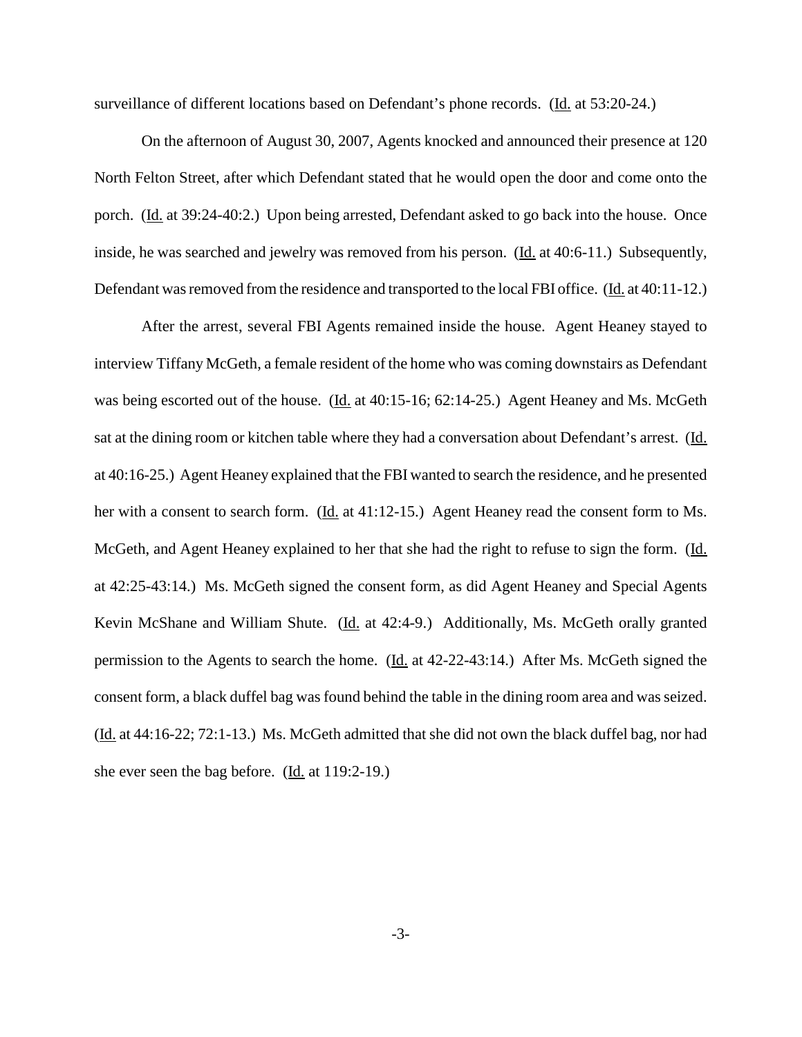surveillance of different locations based on Defendant's phone records. (Id. at 53:20-24.)

On the afternoon of August 30, 2007, Agents knocked and announced their presence at 120 North Felton Street, after which Defendant stated that he would open the door and come onto the porch. (Id. at 39:24-40:2.) Upon being arrested, Defendant asked to go back into the house. Once inside, he was searched and jewelry was removed from his person. (Id. at 40:6-11.) Subsequently, Defendant was removed from the residence and transported to the local FBI office. (Id. at 40:11-12.)

After the arrest, several FBI Agents remained inside the house. Agent Heaney stayed to interview Tiffany McGeth, a female resident of the home who was coming downstairs as Defendant was being escorted out of the house. (Id. at 40:15-16; 62:14-25.) Agent Heaney and Ms. McGeth sat at the dining room or kitchen table where they had a conversation about Defendant's arrest. (Id. at 40:16-25.) Agent Heaney explained that the FBI wanted to search the residence, and he presented her with a consent to search form. (Id. at 41:12-15.) Agent Heaney read the consent form to Ms. McGeth, and Agent Heaney explained to her that she had the right to refuse to sign the form. (Id. at 42:25-43:14.) Ms. McGeth signed the consent form, as did Agent Heaney and Special Agents Kevin McShane and William Shute. (Id. at 42:4-9.) Additionally, Ms. McGeth orally granted permission to the Agents to search the home. (Id. at 42-22-43:14.) After Ms. McGeth signed the consent form, a black duffel bag was found behind the table in the dining room area and was seized. (Id. at 44:16-22; 72:1-13.) Ms. McGeth admitted that she did not own the black duffel bag, nor had she ever seen the bag before. (Id. at 119:2-19.)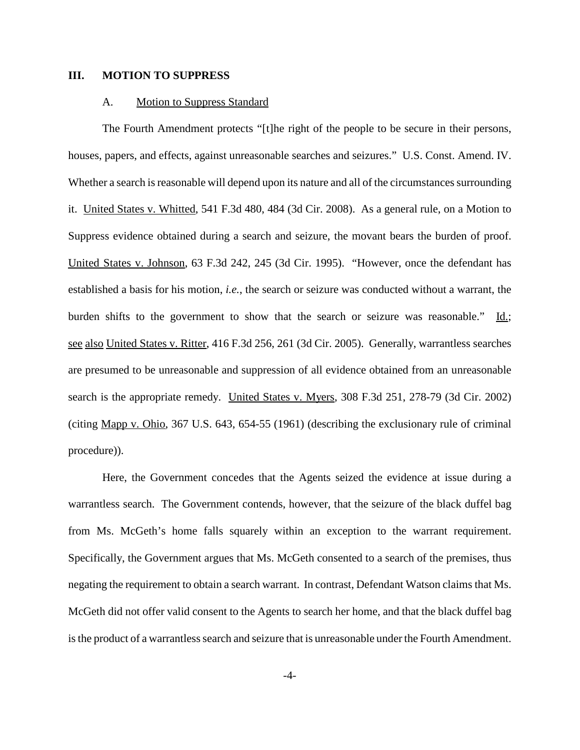## III. MOTION TO SUPPRESS

### A. Motion to Suppress Standard

The Fourth Amendment protects "[t]he right of the people to be secure in their persons, houses, papers, and effects, against unreasonable searches and seizures." U.S. Const. Amend. IV. Whether a search is reasonable will depend upon its nature and all of the circumstances surrounding it. United States v. Whitted, 541 F.3d 480, 484 (3d Cir. 2008). As a general rule, on a Motion to Suppress evidence obtained during a search and seizure, the movant bears the burden of proof. United States v. Johnson, 63 F.3d 242, 245 (3d Cir. 1995). "However, once the defendant has established a basis for his motion, *i.e.*, the search or seizure was conducted without a warrant, the burden shifts to the government to show that the search or seizure was reasonable." Id.; see also United States v. Ritter, 416 F.3d 256, 261 (3d Cir. 2005). Generally, warrantless searches are presumed to be unreasonable and suppression of all evidence obtained from an unreasonable search is the appropriate remedy. United States v. Myers, 308 F.3d 251, 278-79 (3d Cir. 2002) (citing Mapp v. Ohio, 367 U.S. 643, 654-55 (1961) (describing the exclusionary rule of criminal procedure)).

Here, the Government concedes that the Agents seized the evidence at issue during a warrantless search. The Government contends, however, that the seizure of the black duffel bag from Ms. McGeth's home falls squarely within an exception to the warrant requirement. Specifically, the Government argues that Ms. McGeth consented to a search of the premises, thus negating the requirement to obtain a search warrant. In contrast, Defendant Watson claims that Ms. McGeth did not offer valid consent to the Agents to search her home, and that the black duffel bag is the product of a warrantless search and seizure that is unreasonable under the Fourth Amendment.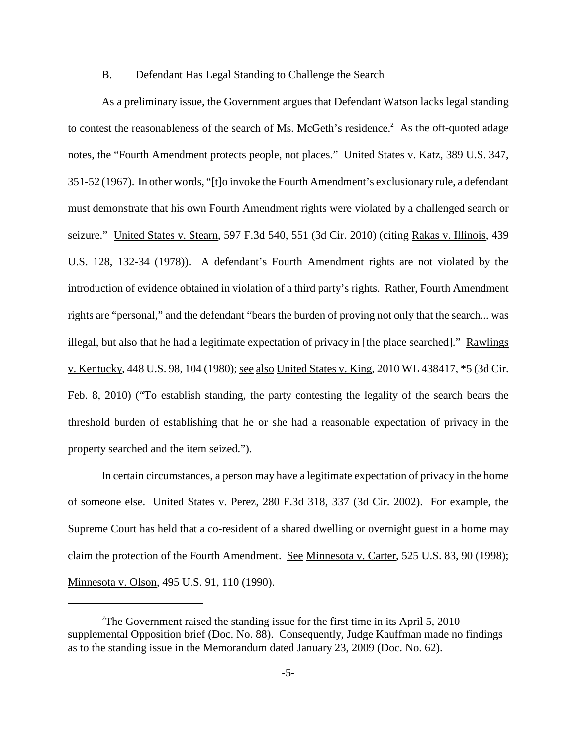B. Defendant Has Legal Standing to Challenge the Search

As a preliminary issue, the Government argues that Defendant Watson lacks legal standing to contest the reasonableness of the search of Ms. McGeth's residence.[2] As the oft-quoted adage notes, the "Fourth Amendment protects people, not places." United States v. Katz, 389 U.S. 347, 351-52 (1967). In other words, "[t]o invoke the Fourth Amendment's exclusionary rule, a defendant must demonstrate that his own Fourth Amendment rights were violated by a challenged search or seizure." United States v. Stearn, 597 F.3d 540, 551 (3d Cir. 2010) (citing Rakas v. Illinois, 439 U.S. 128, 132-34 (1978)). A defendant's Fourth Amendment rights are not violated by the introduction of evidence obtained in violation of a third party's rights. Rather, Fourth Amendment rights are "personal," and the defendant "bears the burden of proving not only that the search... was illegal, but also that he had a legitimate expectation of privacy in [the place searched]." Rawlings v. Kentucky, 448 U.S. 98, 104 (1980); see also United States v. King, 2010 WL 438417, *5 (3d Cir. Feb. 8, 2010) ("To establish standing, the party contesting the legality of the search bears the threshold burden of establishing that he or she had a reasonable expectation of privacy in the property searched and the item seized.").

In certain circumstances, a person may have a legitimate expectation of privacy in the home of someone else. United States v. Perez, 280 F.3d 318, 337 (3d Cir. 2002). For example, the Supreme Court has held that a co-resident of a shared dwelling or overnight guest in a home may claim the protection of the Fourth Amendment. See Minnesota v. Carter, 525 U.S. 83, 90 (1998); Minnesota v. Olson, 495 U.S. 91, 110 (1990).

---

[2] The Government raised the standing issue for the first time in its April 5, 2010 supplemental Opposition brief (Doc. No. 88). Consequently, Judge Kauffman made no findings as to the standing issue in the Memorandum dated January 23, 2009 (Doc. No. 62).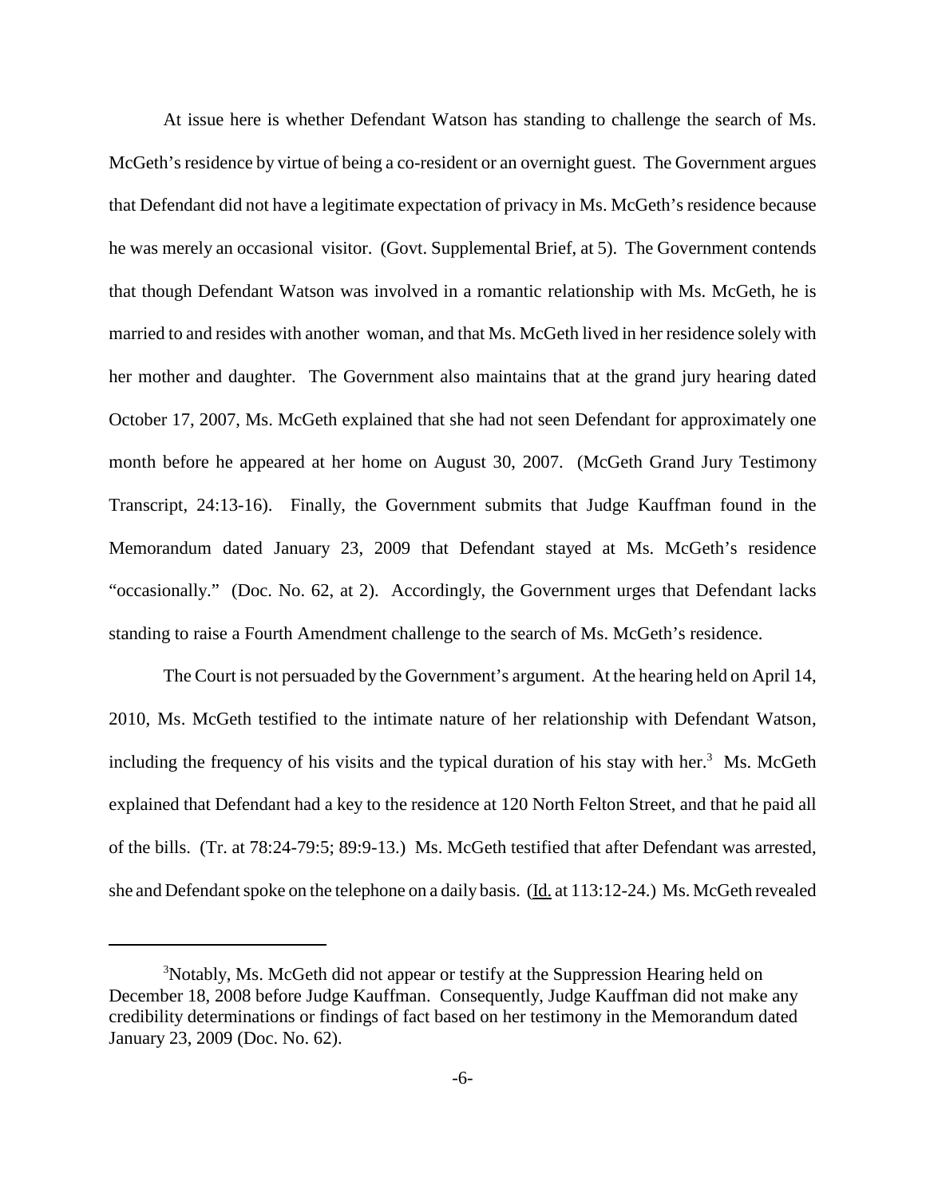At issue here is whether Defendant Watson has standing to challenge the search of Ms. McGeth's residence by virtue of being a co-resident or an overnight guest. The Government argues that Defendant did not have a legitimate expectation of privacy in Ms. McGeth's residence because he was merely an occasional visitor. (Govt. Supplemental Brief, at 5). The Government contends that though Defendant Watson was involved in a romantic relationship with Ms. McGeth, he is married to and resides with another woman, and that Ms. McGeth lived in her residence solely with her mother and daughter. The Government also maintains that at the grand jury hearing dated October 17, 2007, Ms. McGeth explained that she had not seen Defendant for approximately one month before he appeared at her home on August 30, 2007. (McGeth Grand Jury Testimony Transcript, 24:13-16). Finally, the Government submits that Judge Kauffman found in the Memorandum dated January 23, 2009 that Defendant stayed at Ms. McGeth's residence "occasionally." (Doc. No. 62, at 2). Accordingly, the Government urges that Defendant lacks standing to raise a Fourth Amendment challenge to the search of Ms. McGeth's residence.

The Court is not persuaded by the Government's argument. At the hearing held on April 14, 2010, Ms. McGeth testified to the intimate nature of her relationship with Defendant Watson, including the frequency of his visits and the typical duration of his stay with her.[3] Ms. McGeth explained that Defendant had a key to the residence at 120 North Felton Street, and that he paid all of the bills. (Tr. at 78:24-79:5; 89:9-13.) Ms. McGeth testified that after Defendant was arrested, she and Defendant spoke on the telephone on a daily basis. (Id. at 113:12-24.) Ms. McGeth revealed

[3] Notably, Ms. McGeth did not appear or testify at the Suppression Hearing held on December 18, 2008 before Judge Kauffman. Consequently, Judge Kauffman did not make any credibility determinations or findings of fact based on her testimony in the Memorandum dated January 23, 2009 (Doc. No. 62).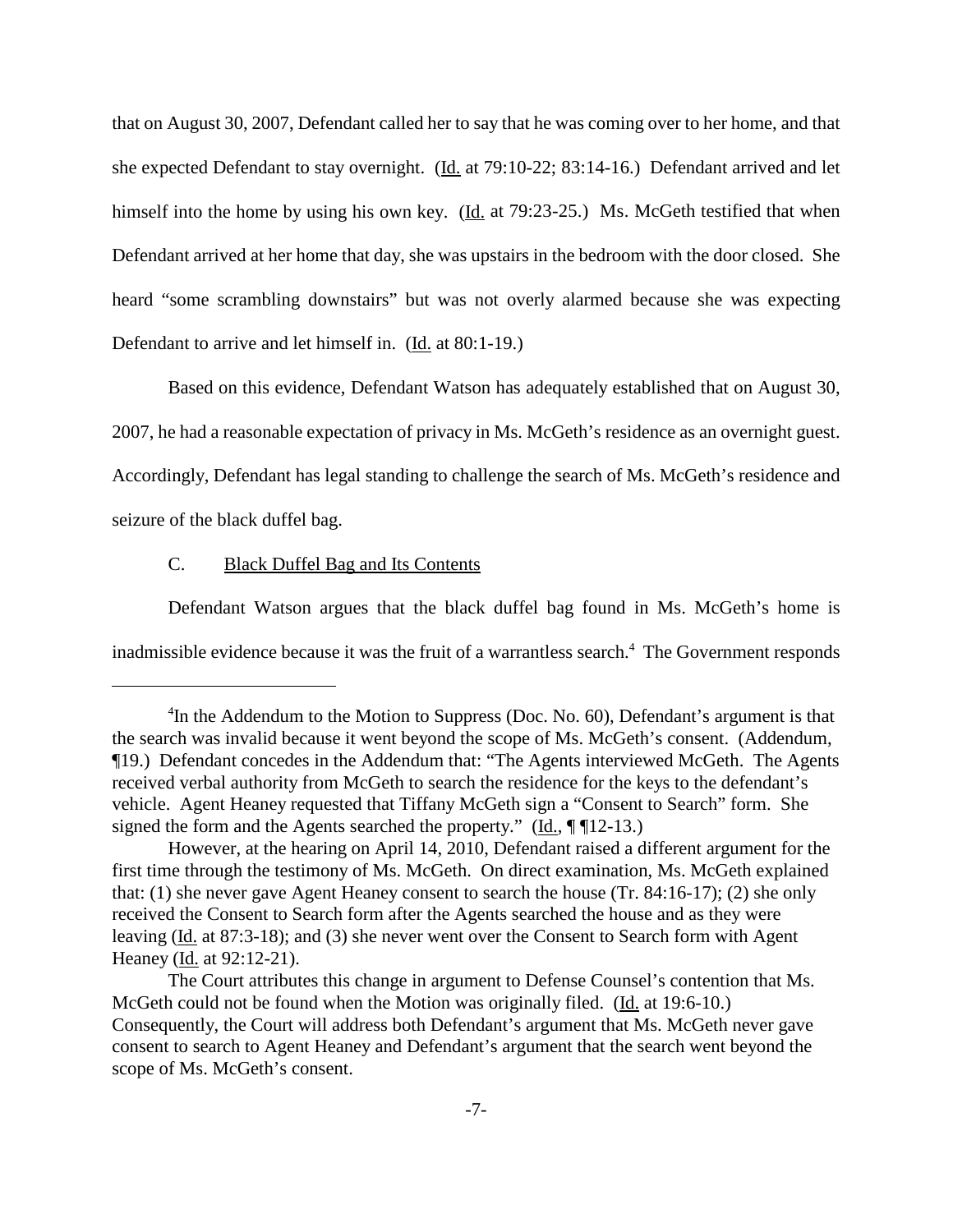that on August 30, 2007, Defendant called her to say that he was coming over to her home, and that she expected Defendant to stay overnight. (Id. at 79:10-22; 83:14-16.) Defendant arrived and let himself into the home by using his own key. (Id. at 79:23-25.) Ms. McGeth testified that when Defendant arrived at her home that day, she was upstairs in the bedroom with the door closed. She heard "some scrambling downstairs" but was not overly alarmed because she was expecting Defendant to arrive and let himself in. (Id. at 80:1-19.)

Based on this evidence, Defendant Watson has adequately established that on August 30, 2007, he had a reasonable expectation of privacy in Ms. McGeth's residence as an overnight guest. Accordingly, Defendant has legal standing to challenge the search of Ms. McGeth's residence and seizure of the black duffel bag.

### C. Black Duffel Bag and Its Contents

Defendant Watson argues that the black duffel bag found in Ms. McGeth's home is inadmissible evidence because it was the fruit of a warrantless search.[4] The Government responds

---

[4]In the Addendum to the Motion to Suppress (Doc. No. 60), Defendant's argument is that the search was invalid because it went beyond the scope of Ms. McGeth's consent. (Addendum, ¶19.) Defendant concedes in the Addendum that: "The Agents interviewed McGeth. The Agents received verbal authority from McGeth to search the residence for the keys to the defendant's vehicle. Agent Heaney requested that Tiffany McGeth sign a "Consent to Search" form. She signed the form and the Agents searched the property." (Id., ¶ ¶12-13.)

However, at the hearing on April 14, 2010, Defendant raised a different argument for the first time through the testimony of Ms. McGeth. On direct examination, Ms. McGeth explained that: (1) she never gave Agent Heaney consent to search the house (Tr. 84:16-17); (2) she only received the Consent to Search form after the Agents searched the house and as they were leaving (Id. at 87:3-18); and (3) she never went over the Consent to Search form with Agent Heaney (Id. at 92:12-21).

The Court attributes this change in argument to Defense Counsel's contention that Ms. McGeth could not be found when the Motion was originally filed. (Id. at 19:6-10.) Consequently, the Court will address both Defendant's argument that Ms. McGeth never gave consent to search to Agent Heaney and Defendant's argument that the search went beyond the scope of Ms. McGeth's consent.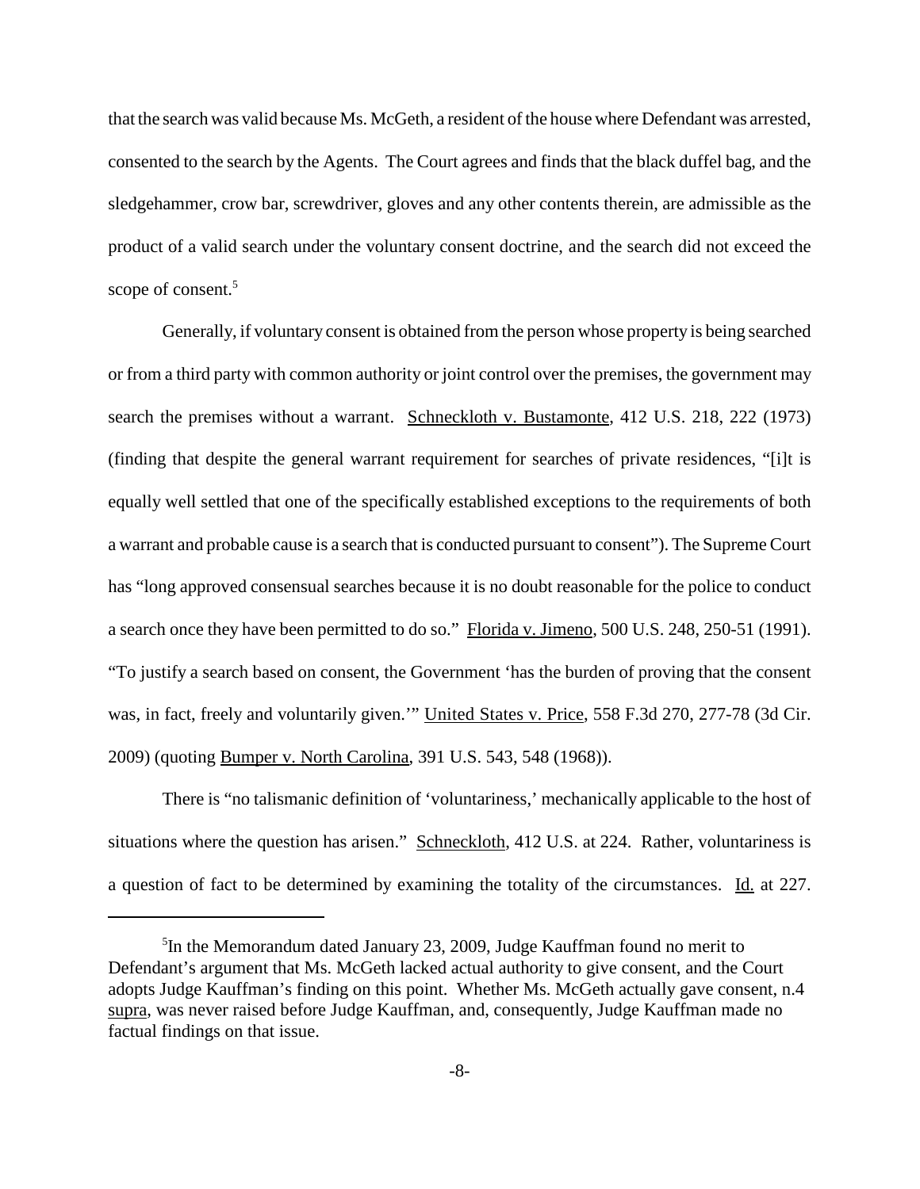that the search was valid because Ms. McGeth, a resident of the house where Defendant was arrested, consented to the search by the Agents. The Court agrees and finds that the black duffel bag, and the sledgehammer, crow bar, screwdriver, gloves and any other contents therein, are admissible as the product of a valid search under the voluntary consent doctrine, and the search did not exceed the scope of consent.[5]

Generally, if voluntary consent is obtained from the person whose property is being searched or from a third party with common authority or joint control over the premises, the government may search the premises without a warrant. Schneckloth v. Bustamonte, 412 U.S. 218, 222 (1973) (finding that despite the general warrant requirement for searches of private residences, "[i]t is equally well settled that one of the specifically established exceptions to the requirements of both a warrant and probable cause is a search that is conducted pursuant to consent"). The Supreme Court has "long approved consensual searches because it is no doubt reasonable for the police to conduct a search once they have been permitted to do so." Florida v. Jimeno, 500 U.S. 248, 250-51 (1991). "To justify a search based on consent, the Government 'has the burden of proving that the consent was, in fact, freely and voluntarily given.'" United States v. Price, 558 F.3d 270, 277-78 (3d Cir. 2009) (quoting Bumper v. North Carolina, 391 U.S. 543, 548 (1968)).

There is "no talismanic definition of 'voluntariness,' mechanically applicable to the host of situations where the question has arisen." Schneckloth, 412 U.S. at 224. Rather, voluntariness is a question of fact to be determined by examining the totality of the circumstances. Id. at 227.

---

[5] In the Memorandum dated January 23, 2009, Judge Kauffman found no merit to Defendant's argument that Ms. McGeth lacked actual authority to give consent, and the Court adopts Judge Kauffman's finding on this point. Whether Ms. McGeth actually gave consent, n.4 supra, was never raised before Judge Kauffman, and, consequently, Judge Kauffman made no factual findings on that issue.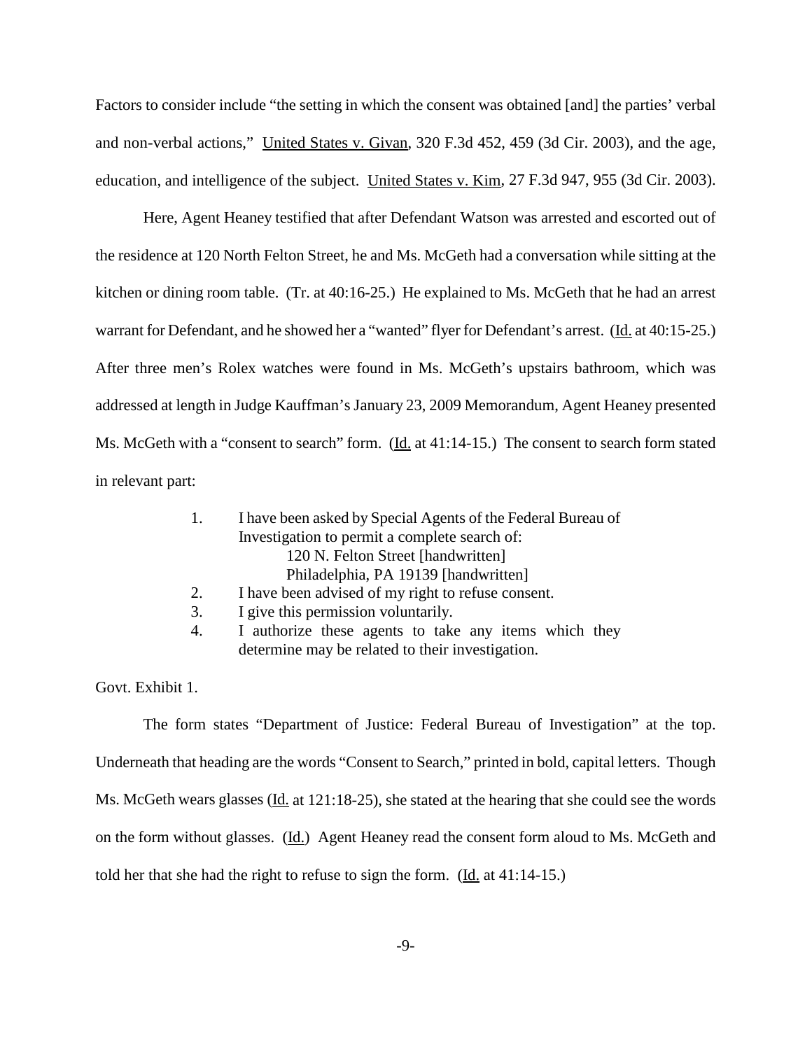Factors to consider include "the setting in which the consent was obtained [and] the parties' verbal and non-verbal actions," United States v. Givan, 320 F.3d 452, 459 (3d Cir. 2003), and the age, education, and intelligence of the subject. United States v. Kim, 27 F.3d 947, 955 (3d Cir. 2003).

Here, Agent Heaney testified that after Defendant Watson was arrested and escorted out of the residence at 120 North Felton Street, he and Ms. McGeth had a conversation while sitting at the kitchen or dining room table. (Tr. at 40:16-25.) He explained to Ms. McGeth that he had an arrest warrant for Defendant, and he showed her a "wanted" flyer for Defendant's arrest. (Id. at 40:15-25.) After three men's Rolex watches were found in Ms. McGeth's upstairs bathroom, which was addressed at length in Judge Kauffman's January 23, 2009 Memorandum, Agent Heaney presented Ms. McGeth with a "consent to search" form. (Id. at 41:14-15.) The consent to search form stated in relevant part:

> 1. I have been asked by Special Agents of the Federal Bureau of Investigation to permit a complete search of:
>    120 N. Felton Street [handwritten]
>    Philadelphia, PA 19139 [handwritten]
> 2. I have been advised of my right to refuse consent.
> 3. I give this permission voluntarily.
> 4. I authorize these agents to take any items which they determine may be related to their investigation.

Govt. Exhibit 1.

The form states "Department of Justice: Federal Bureau of Investigation" at the top. Underneath that heading are the words "Consent to Search," printed in bold, capital letters. Though Ms. McGeth wears glasses (Id. at 121:18-25), she stated at the hearing that she could see the words on the form without glasses. (Id.) Agent Heaney read the consent form aloud to Ms. McGeth and told her that she had the right to refuse to sign the form. (Id. at 41:14-15.)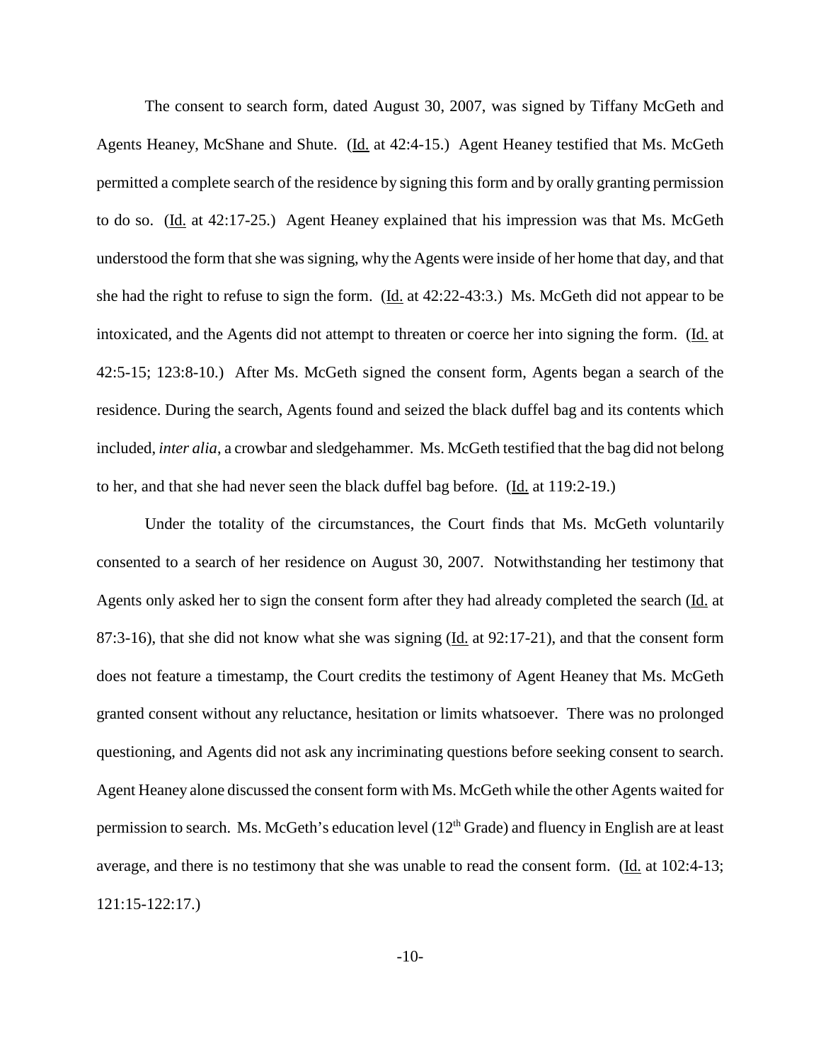The consent to search form, dated August 30, 2007, was signed by Tiffany McGeth and Agents Heaney, McShane and Shute. (Id. at 42:4-15.) Agent Heaney testified that Ms. McGeth permitted a complete search of the residence by signing this form and by orally granting permission to do so. (Id. at 42:17-25.) Agent Heaney explained that his impression was that Ms. McGeth understood the form that she was signing, why the Agents were inside of her home that day, and that she had the right to refuse to sign the form. (Id. at 42:22-43:3.) Ms. McGeth did not appear to be intoxicated, and the Agents did not attempt to threaten or coerce her into signing the form. (Id. at 42:5-15; 123:8-10.) After Ms. McGeth signed the consent form, Agents began a search of the residence. During the search, Agents found and seized the black duffel bag and its contents which included, *inter alia*, a crowbar and sledgehammer. Ms. McGeth testified that the bag did not belong to her, and that she had never seen the black duffel bag before. (Id. at 119:2-19.)

Under the totality of the circumstances, the Court finds that Ms. McGeth voluntarily consented to a search of her residence on August 30, 2007. Notwithstanding her testimony that Agents only asked her to sign the consent form after they had already completed the search (Id. at 87:3-16), that she did not know what she was signing (Id. at 92:17-21), and that the consent form does not feature a timestamp, the Court credits the testimony of Agent Heaney that Ms. McGeth granted consent without any reluctance, hesitation or limits whatsoever. There was no prolonged questioning, and Agents did not ask any incriminating questions before seeking consent to search. Agent Heaney alone discussed the consent form with Ms. McGeth while the other Agents waited for permission to search. Ms. McGeth's education level (12th Grade) and fluency in English are at least average, and there is no testimony that she was unable to read the consent form. (Id. at 102:4-13; 121:15-122:17.)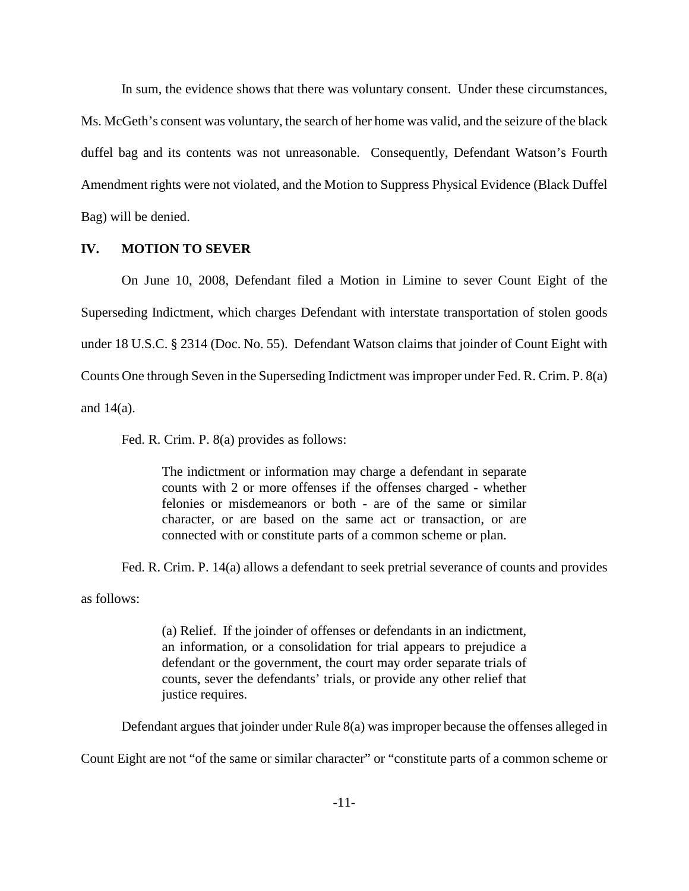In sum, the evidence shows that there was voluntary consent. Under these circumstances, Ms. McGeth's consent was voluntary, the search of her home was valid, and the seizure of the black duffel bag and its contents was not unreasonable. Consequently, Defendant Watson's Fourth Amendment rights were not violated, and the Motion to Suppress Physical Evidence (Black Duffel Bag) will be denied.

## IV. MOTION TO SEVER

On June 10, 2008, Defendant filed a Motion in Limine to sever Count Eight of the Superseding Indictment, which charges Defendant with interstate transportation of stolen goods under 18 U.S.C. § 2314 (Doc. No. 55). Defendant Watson claims that joinder of Count Eight with Counts One through Seven in the Superseding Indictment was improper under Fed. R. Crim. P. 8(a) and 14(a).

Fed. R. Crim. P. 8(a) provides as follows:

> The indictment or information may charge a defendant in separate counts with 2 or more offenses if the offenses charged - whether felonies or misdemeanors or both - are of the same or similar character, or are based on the same act or transaction, or are connected with or constitute parts of a common scheme or plan.

Fed. R. Crim. P. 14(a) allows a defendant to seek pretrial severance of counts and provides as follows:

> (a) Relief. If the joinder of offenses or defendants in an indictment, an information, or a consolidation for trial appears to prejudice a defendant or the government, the court may order separate trials of counts, sever the defendants' trials, or provide any other relief that justice requires.

Defendant argues that joinder under Rule 8(a) was improper because the offenses alleged in Count Eight are not "of the same or similar character" or "constitute parts of a common scheme or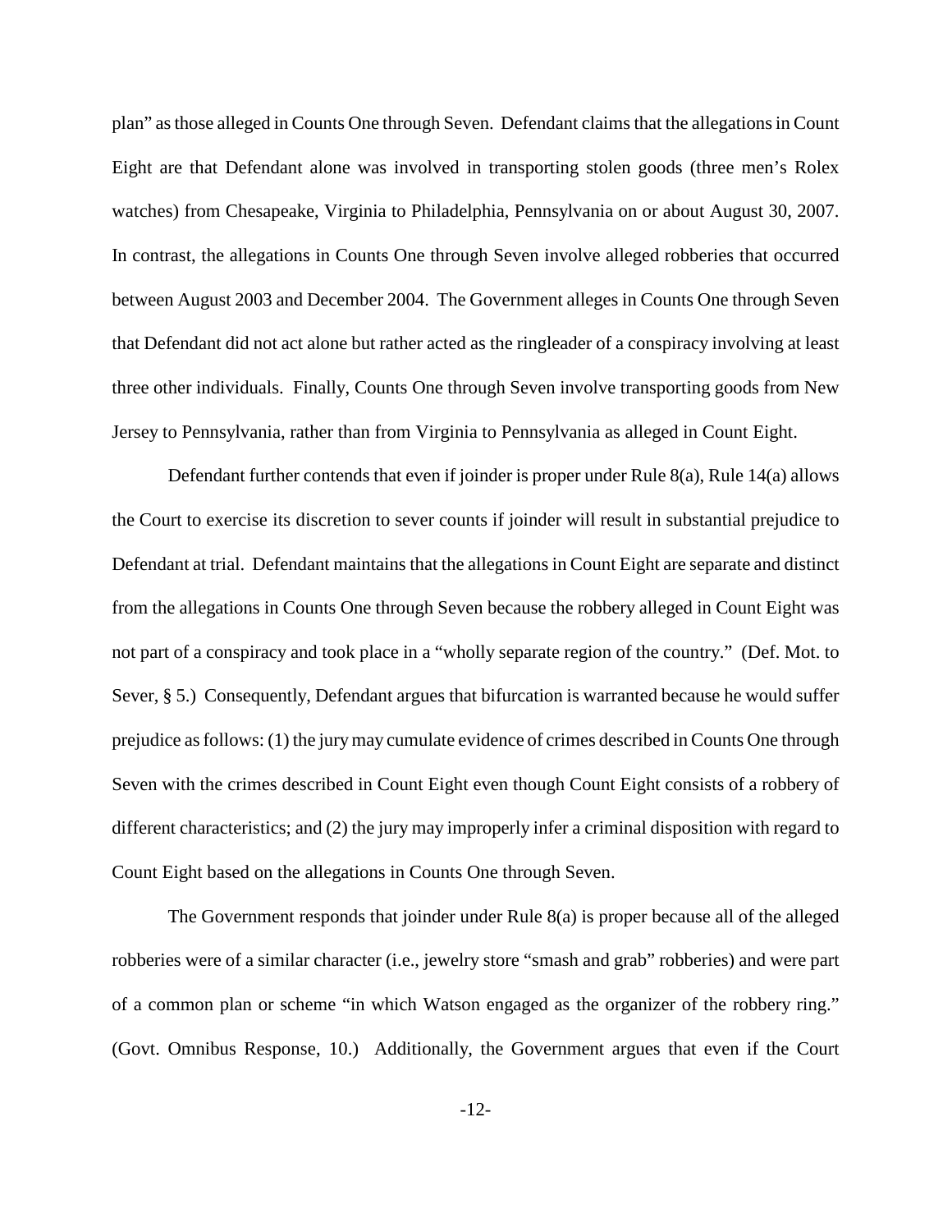plan" as those alleged in Counts One through Seven. Defendant claims that the allegations in Count Eight are that Defendant alone was involved in transporting stolen goods (three men's Rolex watches) from Chesapeake, Virginia to Philadelphia, Pennsylvania on or about August 30, 2007. In contrast, the allegations in Counts One through Seven involve alleged robberies that occurred between August 2003 and December 2004. The Government alleges in Counts One through Seven that Defendant did not act alone but rather acted as the ringleader of a conspiracy involving at least three other individuals. Finally, Counts One through Seven involve transporting goods from New Jersey to Pennsylvania, rather than from Virginia to Pennsylvania as alleged in Count Eight.

Defendant further contends that even if joinder is proper under Rule 8(a), Rule 14(a) allows the Court to exercise its discretion to sever counts if joinder will result in substantial prejudice to Defendant at trial. Defendant maintains that the allegations in Count Eight are separate and distinct from the allegations in Counts One through Seven because the robbery alleged in Count Eight was not part of a conspiracy and took place in a "wholly separate region of the country." (Def. Mot. to Sever, § 5.) Consequently, Defendant argues that bifurcation is warranted because he would suffer prejudice as follows: (1) the jury may cumulate evidence of crimes described in Counts One through Seven with the crimes described in Count Eight even though Count Eight consists of a robbery of different characteristics; and (2) the jury may improperly infer a criminal disposition with regard to Count Eight based on the allegations in Counts One through Seven.

The Government responds that joinder under Rule 8(a) is proper because all of the alleged robberies were of a similar character (i.e., jewelry store "smash and grab" robberies) and were part of a common plan or scheme "in which Watson engaged as the organizer of the robbery ring." (Govt. Omnibus Response, 10.) Additionally, the Government argues that even if the Court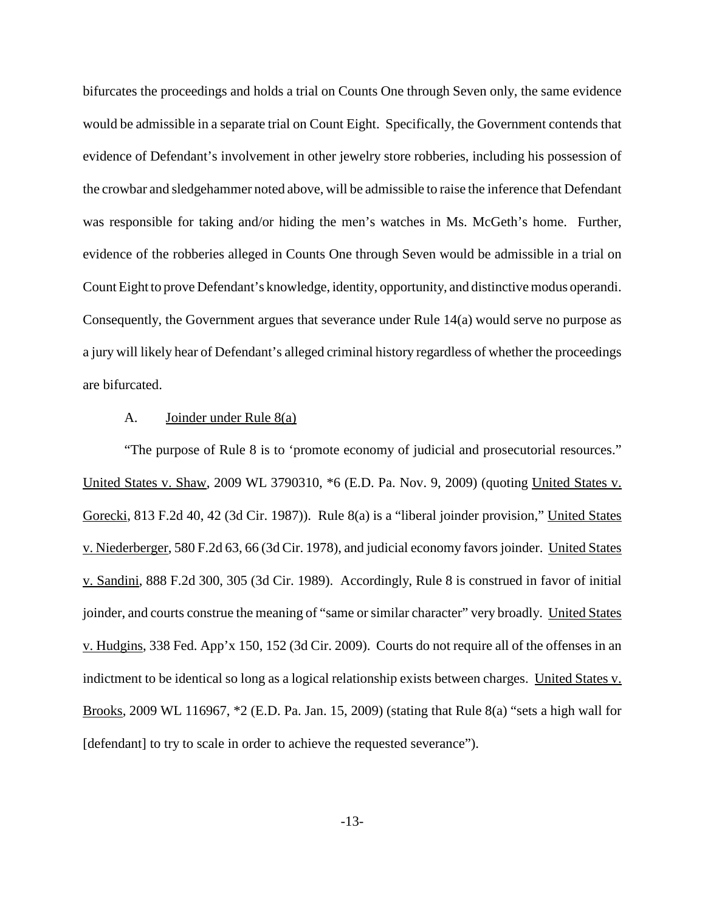bifurcates the proceedings and holds a trial on Counts One through Seven only, the same evidence would be admissible in a separate trial on Count Eight. Specifically, the Government contends that evidence of Defendant's involvement in other jewelry store robberies, including his possession of the crowbar and sledgehammer noted above, will be admissible to raise the inference that Defendant was responsible for taking and/or hiding the men's watches in Ms. McGeth's home. Further, evidence of the robberies alleged in Counts One through Seven would be admissible in a trial on Count Eight to prove Defendant's knowledge, identity, opportunity, and distinctive modus operandi. Consequently, the Government argues that severance under Rule 14(a) would serve no purpose as a jury will likely hear of Defendant's alleged criminal history regardless of whether the proceedings are bifurcated.

### A. Joinder under Rule 8(a)

"The purpose of Rule 8 is to 'promote economy of judicial and prosecutorial resources." United States v. Shaw, 2009 WL 3790310, *6 (E.D. Pa. Nov. 9, 2009) (quoting United States v. Gorecki, 813 F.2d 40, 42 (3d Cir. 1987)). Rule 8(a) is a "liberal joinder provision," United States v. Niederberger, 580 F.2d 63, 66 (3d Cir. 1978), and judicial economy favors joinder. United States v. Sandini, 888 F.2d 300, 305 (3d Cir. 1989). Accordingly, Rule 8 is construed in favor of initial joinder, and courts construe the meaning of "same or similar character" very broadly. United States v. Hudgins, 338 Fed. App'x 150, 152 (3d Cir. 2009). Courts do not require all of the offenses in an indictment to be identical so long as a logical relationship exists between charges. United States v. Brooks, 2009 WL 116967, *2 (E.D. Pa. Jan. 15, 2009) (stating that Rule 8(a) "sets a high wall for [defendant] to try to scale in order to achieve the requested severance").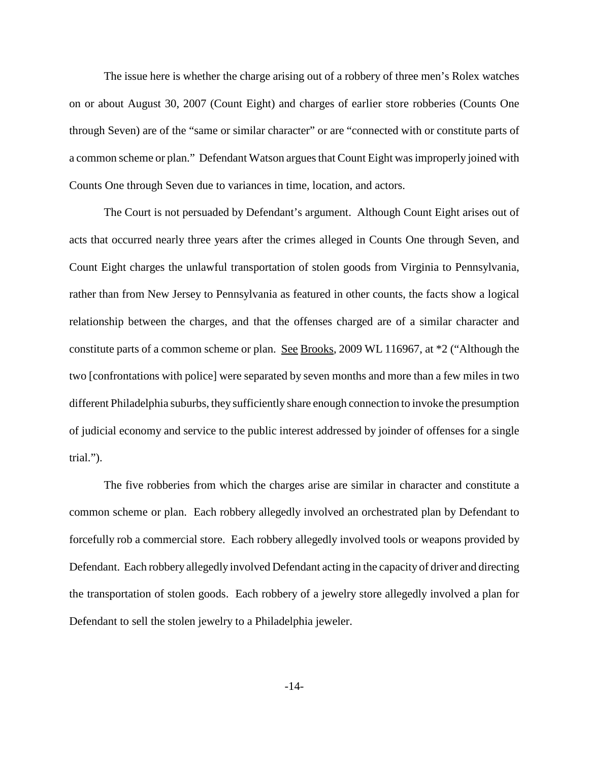The issue here is whether the charge arising out of a robbery of three men's Rolex watches on or about August 30, 2007 (Count Eight) and charges of earlier store robberies (Counts One through Seven) are of the "same or similar character" or are "connected with or constitute parts of a common scheme or plan." Defendant Watson argues that Count Eight was improperly joined with Counts One through Seven due to variances in time, location, and actors.

The Court is not persuaded by Defendant's argument. Although Count Eight arises out of acts that occurred nearly three years after the crimes alleged in Counts One through Seven, and Count Eight charges the unlawful transportation of stolen goods from Virginia to Pennsylvania, rather than from New Jersey to Pennsylvania as featured in other counts, the facts show a logical relationship between the charges, and that the offenses charged are of a similar character and constitute parts of a common scheme or plan. See Brooks, 2009 WL 116967, at *2 ("Although the two [confrontations with police] were separated by seven months and more than a few miles in two different Philadelphia suburbs, they sufficiently share enough connection to invoke the presumption of judicial economy and service to the public interest addressed by joinder of offenses for a single trial.").

The five robberies from which the charges arise are similar in character and constitute a common scheme or plan. Each robbery allegedly involved an orchestrated plan by Defendant to forcefully rob a commercial store. Each robbery allegedly involved tools or weapons provided by Defendant. Each robbery allegedly involved Defendant acting in the capacity of driver and directing the transportation of stolen goods. Each robbery of a jewelry store allegedly involved a plan for Defendant to sell the stolen jewelry to a Philadelphia jeweler.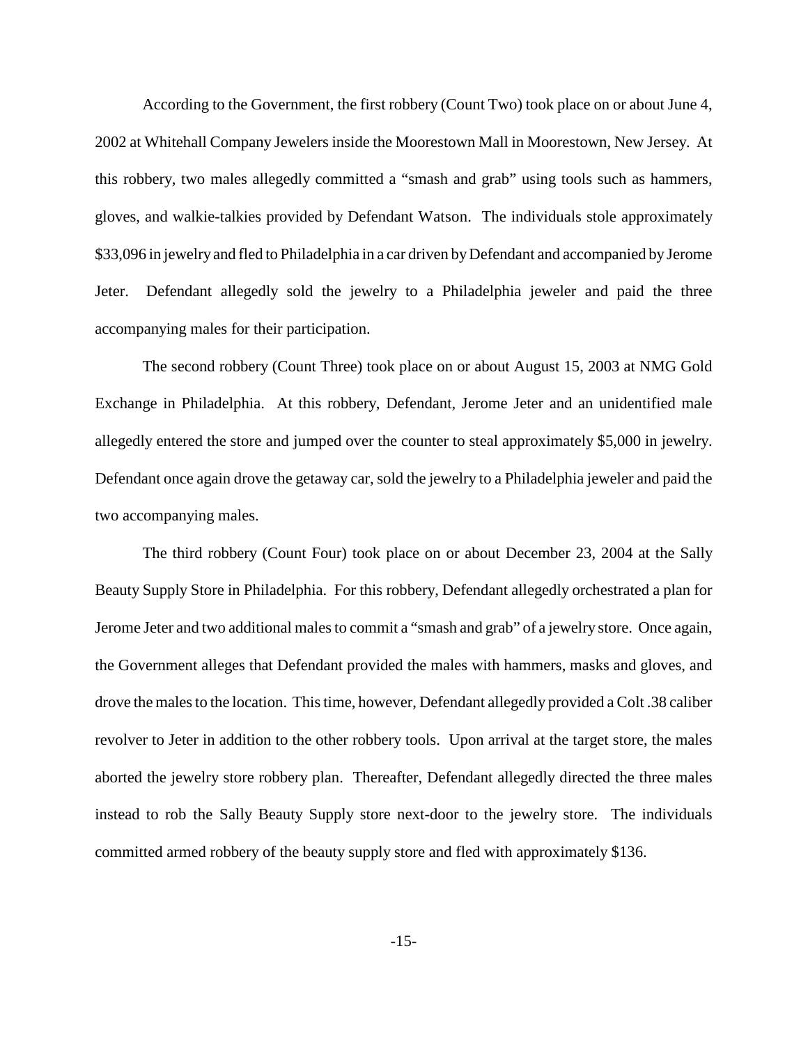According to the Government, the first robbery (Count Two) took place on or about June 4, 2002 at Whitehall Company Jewelers inside the Moorestown Mall in Moorestown, New Jersey. At this robbery, two males allegedly committed a "smash and grab" using tools such as hammers, gloves, and walkie-talkies provided by Defendant Watson. The individuals stole approximately $33,096 in jewelry and fled to Philadelphia in a car driven by Defendant and accompanied by Jerome Jeter. Defendant allegedly sold the jewelry to a Philadelphia jeweler and paid the three accompanying males for their participation.

The second robbery (Count Three) took place on or about August 15, 2003 at NMG Gold Exchange in Philadelphia. At this robbery, Defendant, Jerome Jeter and an unidentified male allegedly entered the store and jumped over the counter to steal approximately $5,000 in jewelry. Defendant once again drove the getaway car, sold the jewelry to a Philadelphia jeweler and paid the two accompanying males.

The third robbery (Count Four) took place on or about December 23, 2004 at the Sally Beauty Supply Store in Philadelphia. For this robbery, Defendant allegedly orchestrated a plan for Jerome Jeter and two additional males to commit a "smash and grab" of a jewelry store. Once again, the Government alleges that Defendant provided the males with hammers, masks and gloves, and drove the males to the location. This time, however, Defendant allegedly provided a Colt .38 caliber revolver to Jeter in addition to the other robbery tools. Upon arrival at the target store, the males aborted the jewelry store robbery plan. Thereafter, Defendant allegedly directed the three males instead to rob the Sally Beauty Supply store next-door to the jewelry store. The individuals committed armed robbery of the beauty supply store and fled with approximately $136.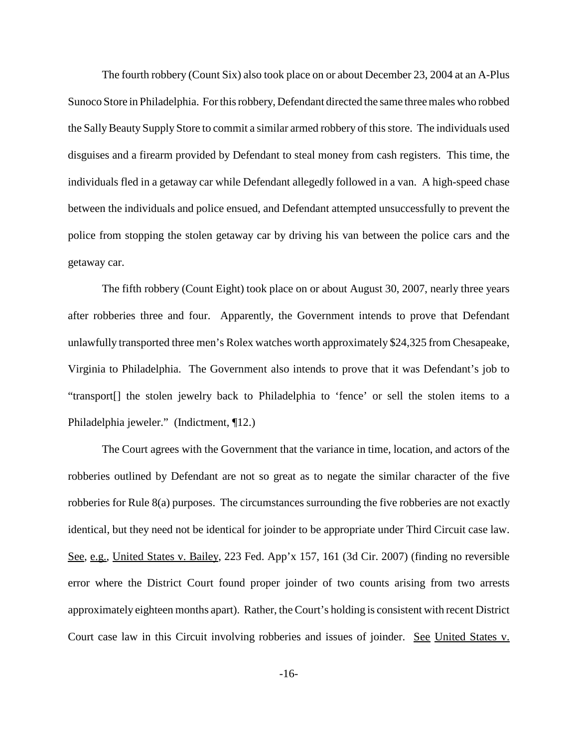The fourth robbery (Count Six) also took place on or about December 23, 2004 at an A-Plus Sunoco Store in Philadelphia. For this robbery, Defendant directed the same three males who robbed the Sally Beauty Supply Store to commit a similar armed robbery of this store. The individuals used disguises and a firearm provided by Defendant to steal money from cash registers. This time, the individuals fled in a getaway car while Defendant allegedly followed in a van. A high-speed chase between the individuals and police ensued, and Defendant attempted unsuccessfully to prevent the police from stopping the stolen getaway car by driving his van between the police cars and the getaway car.

The fifth robbery (Count Eight) took place on or about August 30, 2007, nearly three years after robberies three and four. Apparently, the Government intends to prove that Defendant unlawfully transported three men's Rolex watches worth approximately $24,325 from Chesapeake, Virginia to Philadelphia. The Government also intends to prove that it was Defendant's job to "transport[] the stolen jewelry back to Philadelphia to 'fence' or sell the stolen items to a Philadelphia jeweler." (Indictment, ¶12.)

The Court agrees with the Government that the variance in time, location, and actors of the robberies outlined by Defendant are not so great as to negate the similar character of the five robberies for Rule 8(a) purposes. The circumstances surrounding the five robberies are not exactly identical, but they need not be identical for joinder to be appropriate under Third Circuit case law. See, e.g., United States v. Bailey, 223 Fed. App'x 157, 161 (3d Cir. 2007) (finding no reversible error where the District Court found proper joinder of two counts arising from two arrests approximately eighteen months apart). Rather, the Court's holding is consistent with recent District Court case law in this Circuit involving robberies and issues of joinder. See United States v.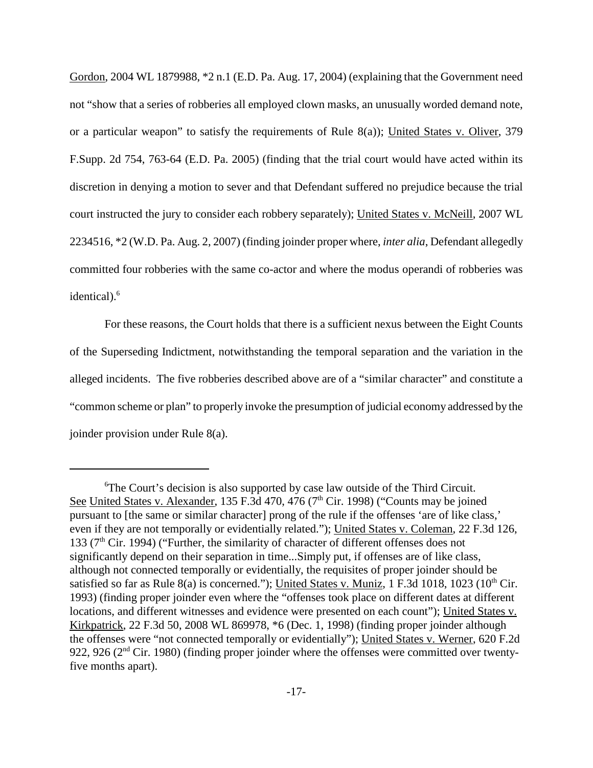Gordon, 2004 WL 1879988, *2 n.1 (E.D. Pa. Aug. 17, 2004) (explaining that the Government need not "show that a series of robberies all employed clown masks, an unusually worded demand note, or a particular weapon" to satisfy the requirements of Rule 8(a)); United States v. Oliver, 379 F.Supp. 2d 754, 763-64 (E.D. Pa. 2005) (finding that the trial court would have acted within its discretion in denying a motion to sever and that Defendant suffered no prejudice because the trial court instructed the jury to consider each robbery separately); United States v. McNeill, 2007 WL 2234516, *2 (W.D. Pa. Aug. 2, 2007) (finding joinder proper where, *inter alia*, Defendant allegedly committed four robberies with the same co-actor and where the modus operandi of robberies was identical).[6]

For these reasons, the Court holds that there is a sufficient nexus between the Eight Counts of the Superseding Indictment, notwithstanding the temporal separation and the variation in the alleged incidents. The five robberies described above are of a "similar character" and constitute a "common scheme or plan" to properly invoke the presumption of judicial economy addressed by the joinder provision under Rule 8(a).

---

[6] The Court's decision is also supported by case law outside of the Third Circuit. See United States v. Alexander, 135 F.3d 470, 476 (7th Cir. 1998) ("Counts may be joined pursuant to [the same or similar character] prong of the rule if the offenses 'are of like class,' even if they are not temporally or evidentially related."); United States v. Coleman, 22 F.3d 126, 133 (7th Cir. 1994) ("Further, the similarity of character of different offenses does not significantly depend on their separation in time...Simply put, if offenses are of like class, although not connected temporally or evidentially, the requisites of proper joinder should be satisfied so far as Rule 8(a) is concerned."); United States v. Muniz, 1 F.3d 1018, 1023 (10th Cir. 1993) (finding proper joinder even where the "offenses took place on different dates at different locations, and different witnesses and evidence were presented on each count"); United States v. Kirkpatrick, 22 F.3d 50, 2008 WL 869978, *6 (Dec. 1, 1998) (finding proper joinder although the offenses were "not connected temporally or evidentially"); United States v. Werner, 620 F.2d 922, 926 (2nd Cir. 1980) (finding proper joinder where the offenses were committed over twenty-five months apart).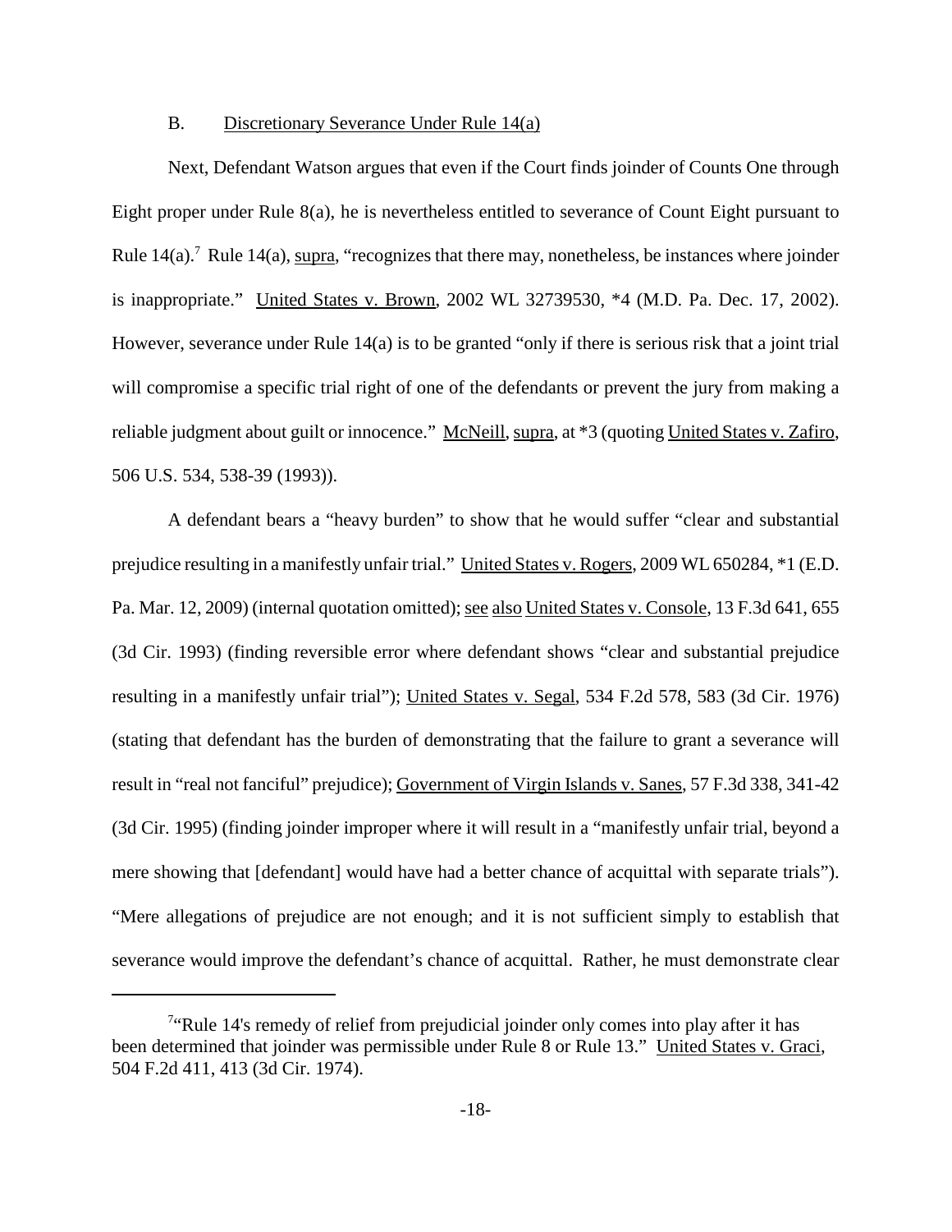### B. Discretionary Severance Under Rule 14(a)

Next, Defendant Watson argues that even if the Court finds joinder of Counts One through Eight proper under Rule 8(a), he is nevertheless entitled to severance of Count Eight pursuant to Rule 14(a).[7] Rule 14(a), supra, "recognizes that there may, nonetheless, be instances where joinder is inappropriate." United States v. Brown, 2002 WL 32739530, *4 (M.D. Pa. Dec. 17, 2002). However, severance under Rule 14(a) is to be granted "only if there is serious risk that a joint trial will compromise a specific trial right of one of the defendants or prevent the jury from making a reliable judgment about guilt or innocence." McNeill, supra, at *3 (quoting United States v. Zafiro, 506 U.S. 534, 538-39 (1993)).

A defendant bears a "heavy burden" to show that he would suffer "clear and substantial prejudice resulting in a manifestly unfair trial." United States v. Rogers, 2009 WL 650284, *1 (E.D. Pa. Mar. 12, 2009) (internal quotation omitted); see also United States v. Console, 13 F.3d 641, 655 (3d Cir. 1993) (finding reversible error where defendant shows "clear and substantial prejudice resulting in a manifestly unfair trial"); United States v. Segal, 534 F.2d 578, 583 (3d Cir. 1976) (stating that defendant has the burden of demonstrating that the failure to grant a severance will result in "real not fanciful" prejudice); Government of Virgin Islands v. Sanes, 57 F.3d 338, 341-42 (3d Cir. 1995) (finding joinder improper where it will result in a "manifestly unfair trial, beyond a mere showing that [defendant] would have had a better chance of acquittal with separate trials"). "Mere allegations of prejudice are not enough; and it is not sufficient simply to establish that severance would improve the defendant's chance of acquittal. Rather, he must demonstrate clear

---

[7] "Rule 14's remedy of relief from prejudicial joinder only comes into play after it has been determined that joinder was permissible under Rule 8 or Rule 13." United States v. Graci, 504 F.2d 411, 413 (3d Cir. 1974).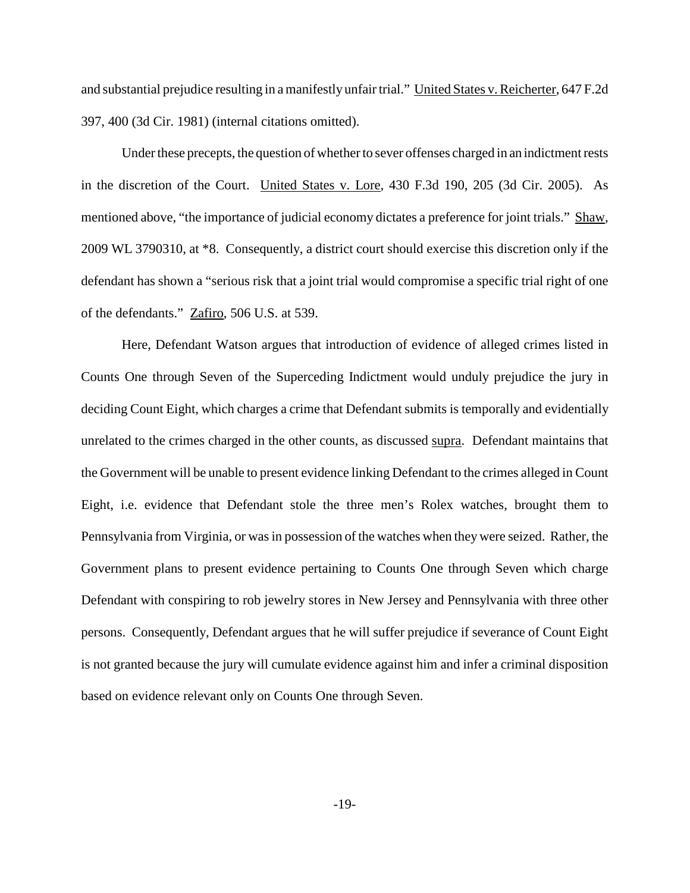and substantial prejudice resulting in a manifestly unfair trial." United States v. Reicherter, 647 F.2d 397, 400 (3d Cir. 1981) (internal citations omitted).

Under these precepts, the question of whether to sever offenses charged in an indictment rests in the discretion of the Court. United States v. Lore, 430 F.3d 190, 205 (3d Cir. 2005). As mentioned above, "the importance of judicial economy dictates a preference for joint trials." Shaw, 2009 WL 3790310, at *8. Consequently, a district court should exercise this discretion only if the defendant has shown a "serious risk that a joint trial would compromise a specific trial right of one of the defendants." Zafiro, 506 U.S. at 539.

Here, Defendant Watson argues that introduction of evidence of alleged crimes listed in Counts One through Seven of the Superceding Indictment would unduly prejudice the jury in deciding Count Eight, which charges a crime that Defendant submits is temporally and evidentially unrelated to the crimes charged in the other counts, as discussed supra. Defendant maintains that the Government will be unable to present evidence linking Defendant to the crimes alleged in Count Eight, i.e. evidence that Defendant stole the three men's Rolex watches, brought them to Pennsylvania from Virginia, or was in possession of the watches when they were seized. Rather, the Government plans to present evidence pertaining to Counts One through Seven which charge Defendant with conspiring to rob jewelry stores in New Jersey and Pennsylvania with three other persons. Consequently, Defendant argues that he will suffer prejudice if severance of Count Eight is not granted because the jury will cumulate evidence against him and infer a criminal disposition based on evidence relevant only on Counts One through Seven.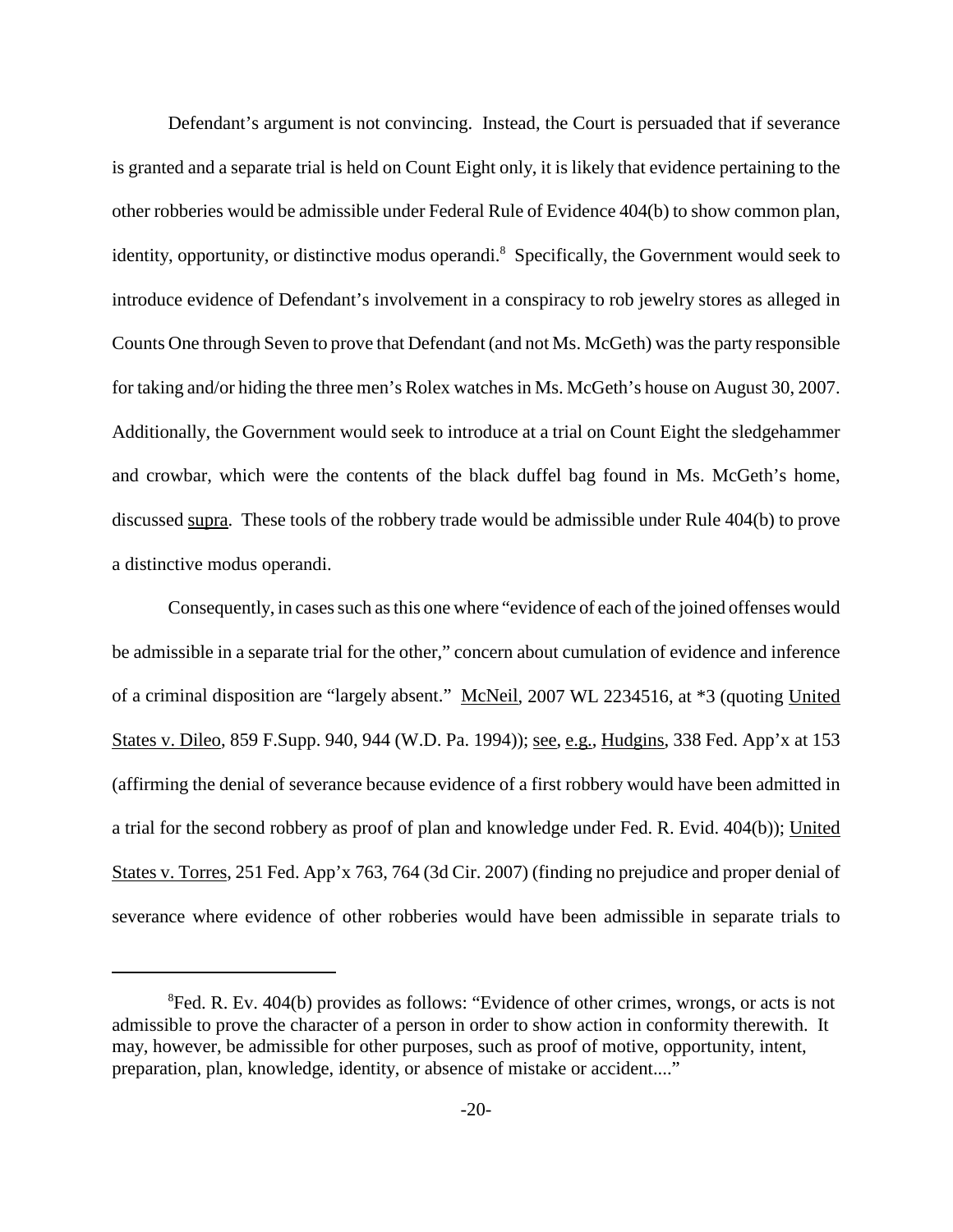Defendant's argument is not convincing. Instead, the Court is persuaded that if severance is granted and a separate trial is held on Count Eight only, it is likely that evidence pertaining to the other robberies would be admissible under Federal Rule of Evidence 404(b) to show common plan, identity, opportunity, or distinctive modus operandi.[8] Specifically, the Government would seek to introduce evidence of Defendant's involvement in a conspiracy to rob jewelry stores as alleged in Counts One through Seven to prove that Defendant (and not Ms. McGeth) was the party responsible for taking and/or hiding the three men's Rolex watches in Ms. McGeth's house on August 30, 2007. Additionally, the Government would seek to introduce at a trial on Count Eight the sledgehammer and crowbar, which were the contents of the black duffel bag found in Ms. McGeth's home, discussed supra. These tools of the robbery trade would be admissible under Rule 404(b) to prove a distinctive modus operandi.

Consequently, in cases such as this one where "evidence of each of the joined offenses would be admissible in a separate trial for the other," concern about cumulation of evidence and inference of a criminal disposition are "largely absent." McNeil, 2007 WL 2234516, at *3 (quoting United States v. Dileo, 859 F.Supp. 940, 944 (W.D. Pa. 1994)); see, e.g., Hudgins, 338 Fed. App'x at 153 (affirming the denial of severance because evidence of a first robbery would have been admitted in a trial for the second robbery as proof of plan and knowledge under Fed. R. Evid. 404(b)); United States v. Torres, 251 Fed. App'x 763, 764 (3d Cir. 2007) (finding no prejudice and proper denial of severance where evidence of other robberies would have been admissible in separate trials to

[8] Fed. R. Ev. 404(b) provides as follows: "Evidence of other crimes, wrongs, or acts is not admissible to prove the character of a person in order to show action in conformity therewith. It may, however, be admissible for other purposes, such as proof of motive, opportunity, intent, preparation, plan, knowledge, identity, or absence of mistake or accident...."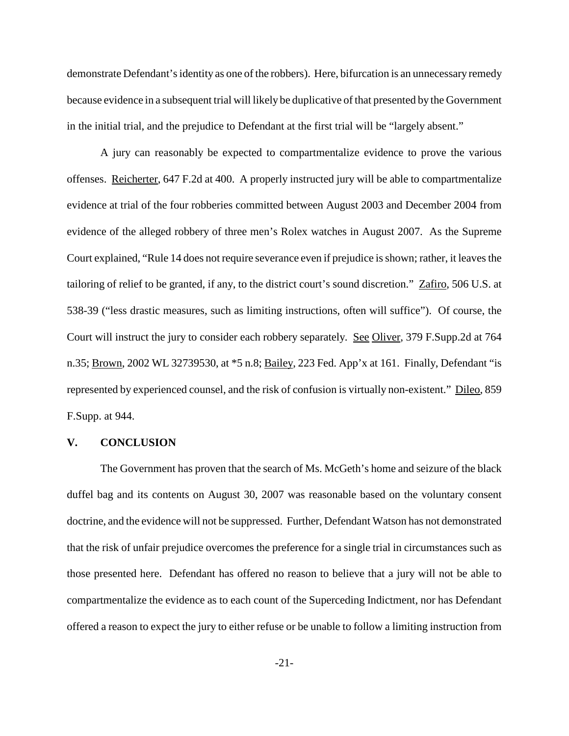demonstrate Defendant's identity as one of the robbers). Here, bifurcation is an unnecessary remedy because evidence in a subsequent trial will likely be duplicative of that presented by the Government in the initial trial, and the prejudice to Defendant at the first trial will be "largely absent."

A jury can reasonably be expected to compartmentalize evidence to prove the various offenses. Reicherter, 647 F.2d at 400. A properly instructed jury will be able to compartmentalize evidence at trial of the four robberies committed between August 2003 and December 2004 from evidence of the alleged robbery of three men's Rolex watches in August 2007. As the Supreme Court explained, "Rule 14 does not require severance even if prejudice is shown; rather, it leaves the tailoring of relief to be granted, if any, to the district court's sound discretion." Zafiro, 506 U.S. at 538-39 ("less drastic measures, such as limiting instructions, often will suffice"). Of course, the Court will instruct the jury to consider each robbery separately. See Oliver, 379 F.Supp.2d at 764 n.35; Brown, 2002 WL 32739530, at *5 n.8; Bailey, 223 Fed. App'x at 161. Finally, Defendant "is represented by experienced counsel, and the risk of confusion is virtually non-existent." Dileo, 859 F.Supp. at 944.

## V. CONCLUSION

The Government has proven that the search of Ms. McGeth's home and seizure of the black duffel bag and its contents on August 30, 2007 was reasonable based on the voluntary consent doctrine, and the evidence will not be suppressed. Further, Defendant Watson has not demonstrated that the risk of unfair prejudice overcomes the preference for a single trial in circumstances such as those presented here. Defendant has offered no reason to believe that a jury will not be able to compartmentalize the evidence as to each count of the Superceding Indictment, nor has Defendant offered a reason to expect the jury to either refuse or be unable to follow a limiting instruction from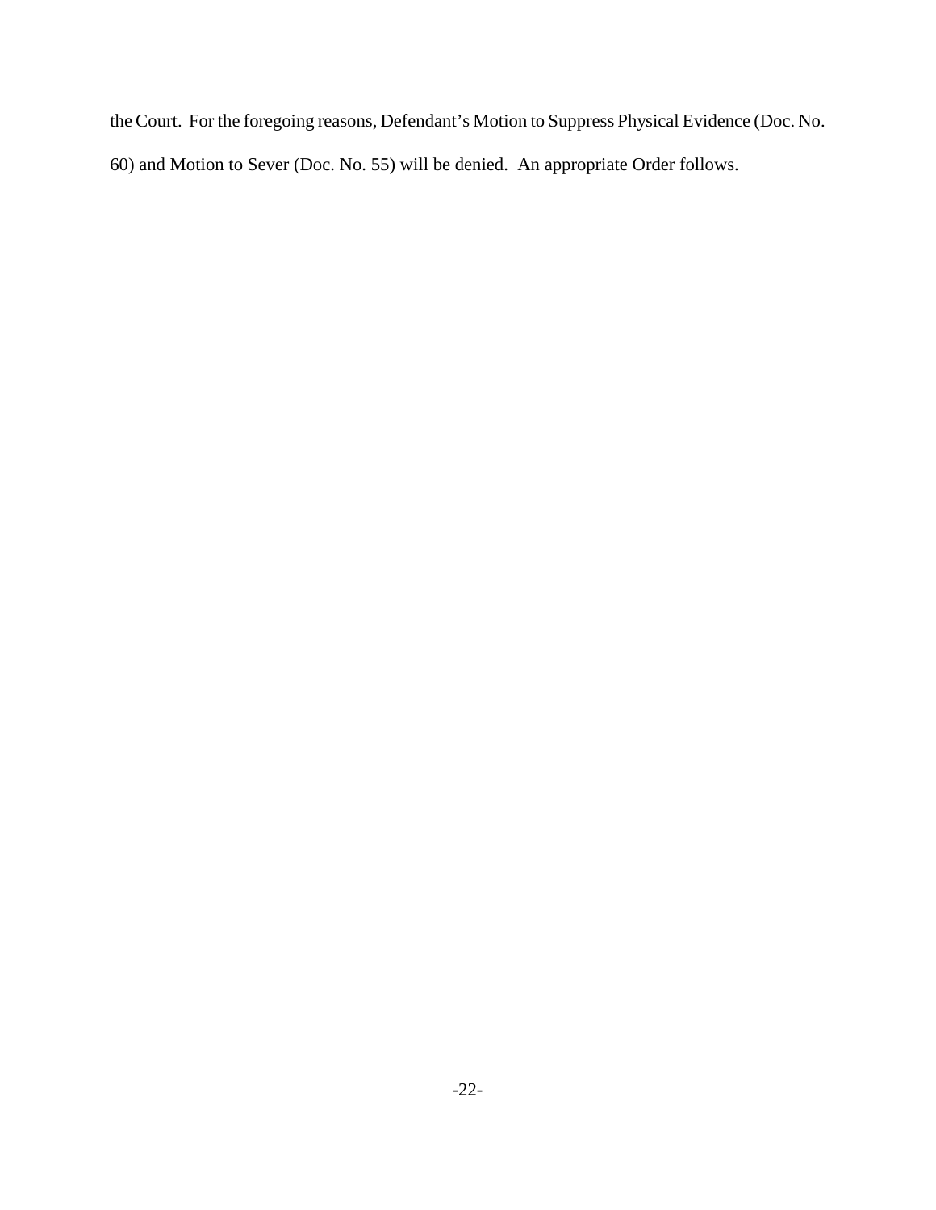the Court. For the foregoing reasons, Defendant's Motion to Suppress Physical Evidence (Doc. No. 60) and Motion to Sever (Doc. No. 55) will be denied. An appropriate Order follows.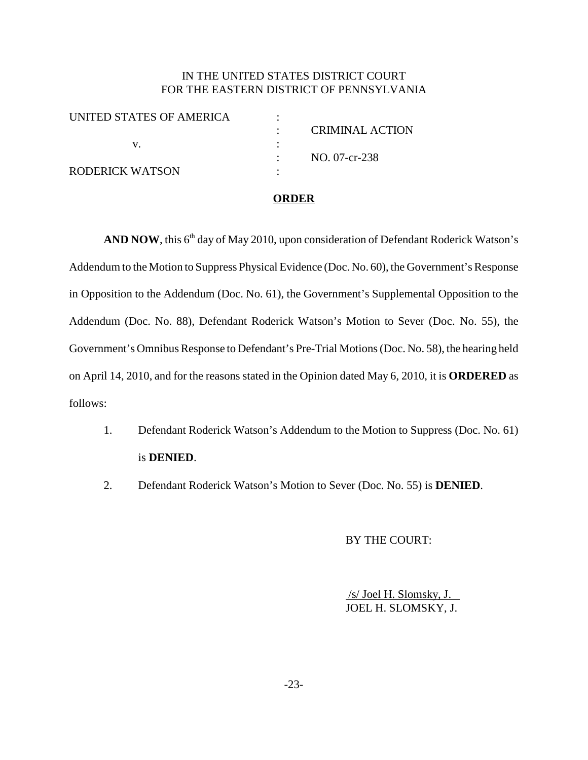IN THE UNITED STATES DISTRICT COURT
FOR THE EASTERN DISTRICT OF PENNSYLVANIA

| | | |
|---|---|---|
| UNITED STATES OF AMERICA | : | |
| | : | CRIMINAL ACTION |
| v. | : | |
| | : | NO. 07-cr-238 |
| RODERICK WATSON | : | |

**ORDER**

**AND NOW**, this 6th day of May 2010, upon consideration of Defendant Roderick Watson's Addendum to the Motion to Suppress Physical Evidence (Doc. No. 60), the Government's Response in Opposition to the Addendum (Doc. No. 61), the Government's Supplemental Opposition to the Addendum (Doc. No. 88), Defendant Roderick Watson's Motion to Sever (Doc. No. 55), the Government's Omnibus Response to Defendant's Pre-Trial Motions (Doc. No. 58), the hearing held on April 14, 2010, and for the reasons stated in the Opinion dated May 6, 2010, it is **ORDERED** as follows:

1. Defendant Roderick Watson's Addendum to the Motion to Suppress (Doc. No. 61) is **DENIED**.

2. Defendant Roderick Watson's Motion to Sever (Doc. No. 55) is **DENIED**.

BY THE COURT:

/s/ Joel H. Slomsky, J.
JOEL H. SLOMSKY, J.